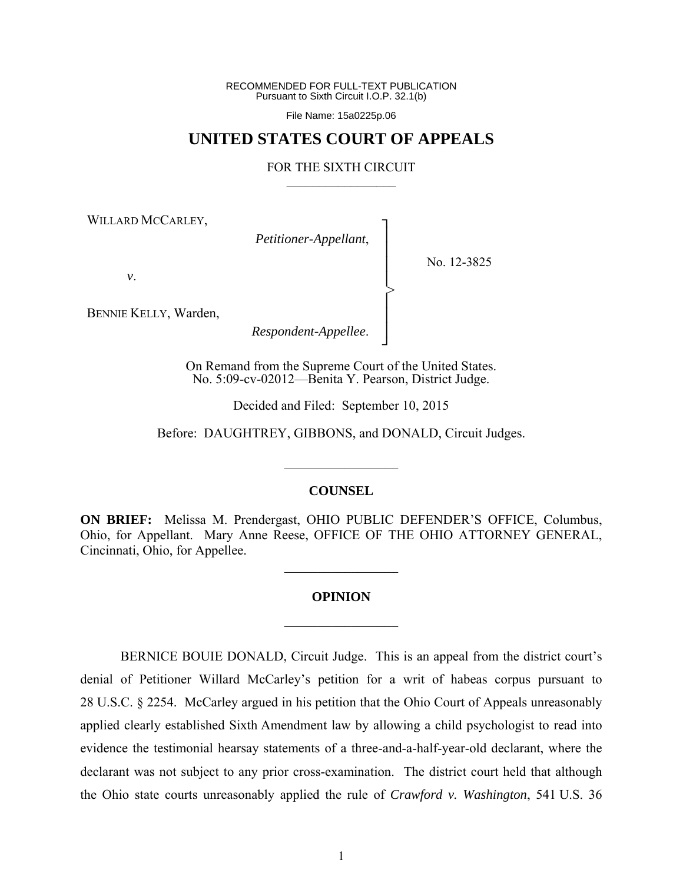RECOMMENDED FOR FULL-TEXT PUBLICATION
Pursuant to Sixth Circuit I.O.P. 32.1(b)

File Name: 15a0225p.06

# UNITED STATES COURT OF APPEALS

FOR THE SIXTH CIRCUIT

WILLARD MCCARLEY,

*Petitioner-Appellant*,

*v*.

BENNIE KELLY, Warden,

*Respondent-Appellee*.

No. 12-3825

On Remand from the Supreme Court of the United States.
No. 5:09-cv-02012—Benita Y. Pearson, District Judge.

Decided and Filed: September 10, 2015

Before: DAUGHTREY, GIBBONS, and DONALD, Circuit Judges.

## COUNSEL

**ON BRIEF:** Melissa M. Prendergast, OHIO PUBLIC DEFENDER'S OFFICE, Columbus, Ohio, for Appellant. Mary Anne Reese, OFFICE OF THE OHIO ATTORNEY GENERAL, Cincinnati, Ohio, for Appellee.

## OPINION

BERNICE BOUIE DONALD, Circuit Judge. This is an appeal from the district court's denial of Petitioner Willard McCarley's petition for a writ of habeas corpus pursuant to 28 U.S.C. § 2254. McCarley argued in his petition that the Ohio Court of Appeals unreasonably applied clearly established Sixth Amendment law by allowing a child psychologist to read into evidence the testimonial hearsay statements of a three-and-a-half-year-old declarant, where the declarant was not subject to any prior cross-examination. The district court held that although the Ohio state courts unreasonably applied the rule of *Crawford v. Washington*, 541 U.S. 36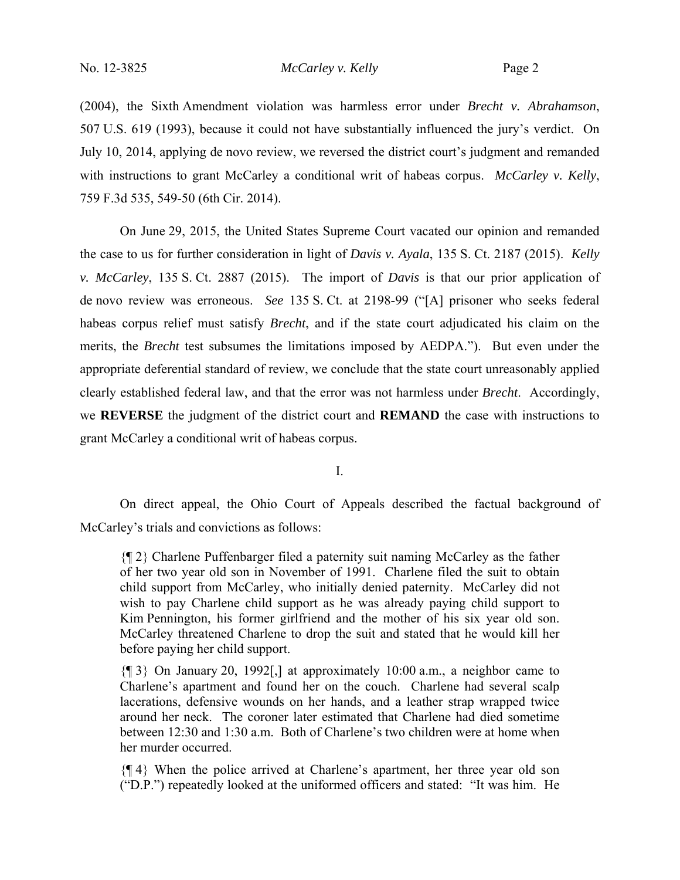(2004), the Sixth Amendment violation was harmless error under *Brecht v. Abrahamson*, 507 U.S. 619 (1993), because it could not have substantially influenced the jury's verdict. On July 10, 2014, applying de novo review, we reversed the district court's judgment and remanded with instructions to grant McCarley a conditional writ of habeas corpus. *McCarley v. Kelly*, 759 F.3d 535, 549-50 (6th Cir. 2014).

On June 29, 2015, the United States Supreme Court vacated our opinion and remanded the case to us for further consideration in light of *Davis v. Ayala*, 135 S. Ct. 2187 (2015). *Kelly v. McCarley*, 135 S. Ct. 2887 (2015). The import of *Davis* is that our prior application of de novo review was erroneous. *See* 135 S. Ct. at 2198-99 ("[A] prisoner who seeks federal habeas corpus relief must satisfy *Brecht*, and if the state court adjudicated his claim on the merits, the *Brecht* test subsumes the limitations imposed by AEDPA."). But even under the appropriate deferential standard of review, we conclude that the state court unreasonably applied clearly established federal law, and that the error was not harmless under *Brecht*. Accordingly, we **REVERSE** the judgment of the district court and **REMAND** the case with instructions to grant McCarley a conditional writ of habeas corpus.

## I.

On direct appeal, the Ohio Court of Appeals described the factual background of McCarley's trials and convictions as follows:

> {¶ 2} Charlene Puffenbarger filed a paternity suit naming McCarley as the father of her two year old son in November of 1991. Charlene filed the suit to obtain child support from McCarley, who initially denied paternity. McCarley did not wish to pay Charlene child support as he was already paying child support to Kim Pennington, his former girlfriend and the mother of his six year old son. McCarley threatened Charlene to drop the suit and stated that he would kill her before paying her child support.
>
> {¶ 3} On January 20, 1992[,] at approximately 10:00 a.m., a neighbor came to Charlene's apartment and found her on the couch. Charlene had several scalp lacerations, defensive wounds on her hands, and a leather strap wrapped twice around her neck. The coroner later estimated that Charlene had died sometime between 12:30 and 1:30 a.m. Both of Charlene's two children were at home when her murder occurred.
>
> {¶ 4} When the police arrived at Charlene's apartment, her three year old son ("D.P.") repeatedly looked at the uniformed officers and stated: "It was him. He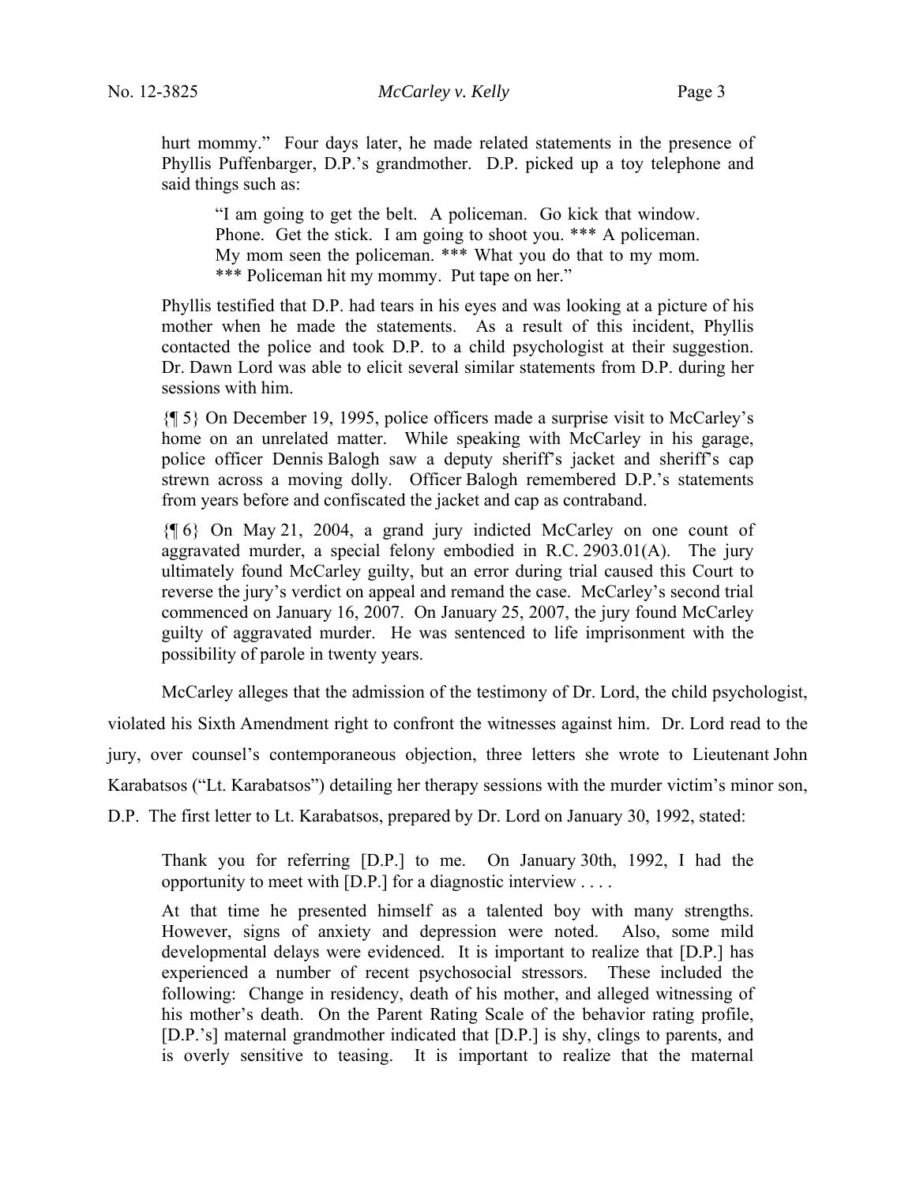> hurt mommy." Four days later, he made related statements in the presence of Phyllis Puffenbarger, D.P.'s grandmother. D.P. picked up a toy telephone and said things such as:
>
> > "I am going to get the belt. A policeman. Go kick that window. Phone. Get the stick. I am going to shoot you. *** A policeman. My mom seen the policeman. *** What you do that to my mom. *** Policeman hit my mommy. Put tape on her."
>
> Phyllis testified that D.P. had tears in his eyes and was looking at a picture of his mother when he made the statements. As a result of this incident, Phyllis contacted the police and took D.P. to a child psychologist at their suggestion. Dr. Dawn Lord was able to elicit several similar statements from D.P. during her sessions with him.
>
> {¶ 5} On December 19, 1995, police officers made a surprise visit to McCarley's home on an unrelated matter. While speaking with McCarley in his garage, police officer Dennis Balogh saw a deputy sheriff's jacket and sheriff's cap strewn across a moving dolly. Officer Balogh remembered D.P.'s statements from years before and confiscated the jacket and cap as contraband.
>
> {¶ 6} On May 21, 2004, a grand jury indicted McCarley on one count of aggravated murder, a special felony embodied in R.C. 2903.01(A). The jury ultimately found McCarley guilty, but an error during trial caused this Court to reverse the jury's verdict on appeal and remand the case. McCarley's second trial commenced on January 16, 2007. On January 25, 2007, the jury found McCarley guilty of aggravated murder. He was sentenced to life imprisonment with the possibility of parole in twenty years.

McCarley alleges that the admission of the testimony of Dr. Lord, the child psychologist, violated his Sixth Amendment right to confront the witnesses against him. Dr. Lord read to the jury, over counsel's contemporaneous objection, three letters she wrote to Lieutenant John Karabatsos ("Lt. Karabatsos") detailing her therapy sessions with the murder victim's minor son, D.P. The first letter to Lt. Karabatsos, prepared by Dr. Lord on January 30, 1992, stated:

> Thank you for referring [D.P.] to me. On January 30th, 1992, I had the opportunity to meet with [D.P.] for a diagnostic interview . . . .
>
> At that time he presented himself as a talented boy with many strengths. However, signs of anxiety and depression were noted. Also, some mild developmental delays were evidenced. It is important to realize that [D.P.] has experienced a number of recent psychosocial stressors. These included the following: Change in residency, death of his mother, and alleged witnessing of his mother's death. On the Parent Rating Scale of the behavior rating profile, [D.P.'s] maternal grandmother indicated that [D.P.] is shy, clings to parents, and is overly sensitive to teasing. It is important to realize that the maternal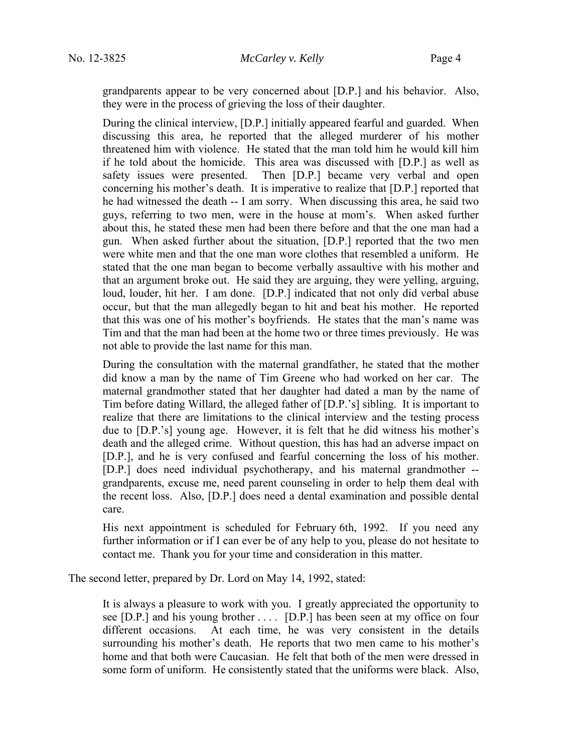> grandparents appear to be very concerned about [D.P.] and his behavior. Also, they were in the process of grieving the loss of their daughter.
>
> During the clinical interview, [D.P.] initially appeared fearful and guarded. When discussing this area, he reported that the alleged murderer of his mother threatened him with violence. He stated that the man told him he would kill him if he told about the homicide. This area was discussed with [D.P.] as well as safety issues were presented. Then [D.P.] became very verbal and open concerning his mother's death. It is imperative to realize that [D.P.] reported that he had witnessed the death -- I am sorry. When discussing this area, he said two guys, referring to two men, were in the house at mom's. When asked further about this, he stated these men had been there before and that the one man had a gun. When asked further about the situation, [D.P.] reported that the two men were white men and that the one man wore clothes that resembled a uniform. He stated that the one man began to become verbally assaultive with his mother and that an argument broke out. He said they are arguing, they were yelling, arguing, loud, louder, hit her. I am done. [D.P.] indicated that not only did verbal abuse occur, but that the man allegedly began to hit and beat his mother. He reported that this was one of his mother's boyfriends. He states that the man's name was Tim and that the man had been at the home two or three times previously. He was not able to provide the last name for this man.
>
> During the consultation with the maternal grandfather, he stated that the mother did know a man by the name of Tim Greene who had worked on her car. The maternal grandmother stated that her daughter had dated a man by the name of Tim before dating Willard, the alleged father of [D.P.'s] sibling. It is important to realize that there are limitations to the clinical interview and the testing process due to [D.P.'s] young age. However, it is felt that he did witness his mother's death and the alleged crime. Without question, this has had an adverse impact on [D.P.], and he is very confused and fearful concerning the loss of his mother. [D.P.] does need individual psychotherapy, and his maternal grandmother -- grandparents, excuse me, need parent counseling in order to help them deal with the recent loss. Also, [D.P.] does need a dental examination and possible dental care.
>
> His next appointment is scheduled for February 6th, 1992. If you need any further information or if I can ever be of any help to you, please do not hesitate to contact me. Thank you for your time and consideration in this matter.

The second letter, prepared by Dr. Lord on May 14, 1992, stated:

> It is always a pleasure to work with you. I greatly appreciated the opportunity to see [D.P.] and his young brother . . . . [D.P.] has been seen at my office on four different occasions. At each time, he was very consistent in the details surrounding his mother's death. He reports that two men came to his mother's home and that both were Caucasian. He felt that both of the men were dressed in some form of uniform. He consistently stated that the uniforms were black. Also,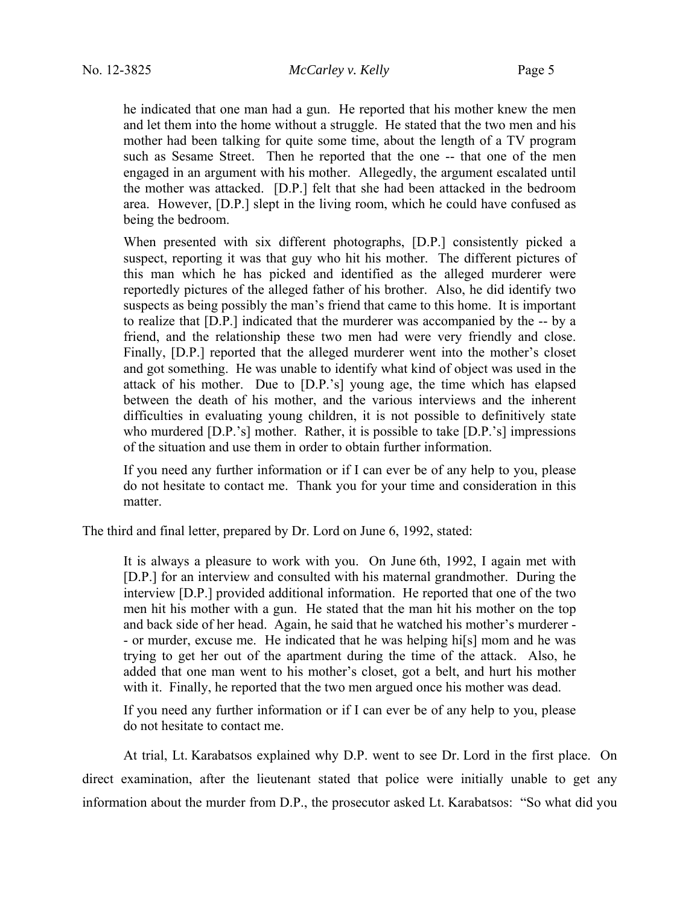he indicated that one man had a gun. He reported that his mother knew the men and let them into the home without a struggle. He stated that the two men and his mother had been talking for quite some time, about the length of a TV program such as Sesame Street. Then he reported that the one -- that one of the men engaged in an argument with his mother. Allegedly, the argument escalated until the mother was attacked. [D.P.] felt that she had been attacked in the bedroom area. However, [D.P.] slept in the living room, which he could have confused as being the bedroom.

> When presented with six different photographs, [D.P.] consistently picked a suspect, reporting it was that guy who hit his mother. The different pictures of this man which he has picked and identified as the alleged murderer were reportedly pictures of the alleged father of his brother. Also, he did identify two suspects as being possibly the man's friend that came to this home. It is important to realize that [D.P.] indicated that the murderer was accompanied by the -- by a friend, and the relationship these two men had were very friendly and close. Finally, [D.P.] reported that the alleged murderer went into the mother's closet and got something. He was unable to identify what kind of object was used in the attack of his mother. Due to [D.P.'s] young age, the time which has elapsed between the death of his mother, and the various interviews and the inherent difficulties in evaluating young children, it is not possible to definitively state who murdered [D.P.'s] mother. Rather, it is possible to take [D.P.'s] impressions of the situation and use them in order to obtain further information.
>
> If you need any further information or if I can ever be of any help to you, please do not hesitate to contact me. Thank you for your time and consideration in this matter.

The third and final letter, prepared by Dr. Lord on June 6, 1992, stated:

> It is always a pleasure to work with you. On June 6th, 1992, I again met with [D.P.] for an interview and consulted with his maternal grandmother. During the interview [D.P.] provided additional information. He reported that one of the two men hit his mother with a gun. He stated that the man hit his mother on the top and back side of her head. Again, he said that he watched his mother's murderer -- or murder, excuse me. He indicated that he was helping hi[s] mom and he was trying to get her out of the apartment during the time of the attack. Also, he added that one man went to his mother's closet, got a belt, and hurt his mother with it. Finally, he reported that the two men argued once his mother was dead.
>
> If you need any further information or if I can ever be of any help to you, please do not hesitate to contact me.

At trial, Lt. Karabatsos explained why D.P. went to see Dr. Lord in the first place. On direct examination, after the lieutenant stated that police were initially unable to get any information about the murder from D.P., the prosecutor asked Lt. Karabatsos: "So what did you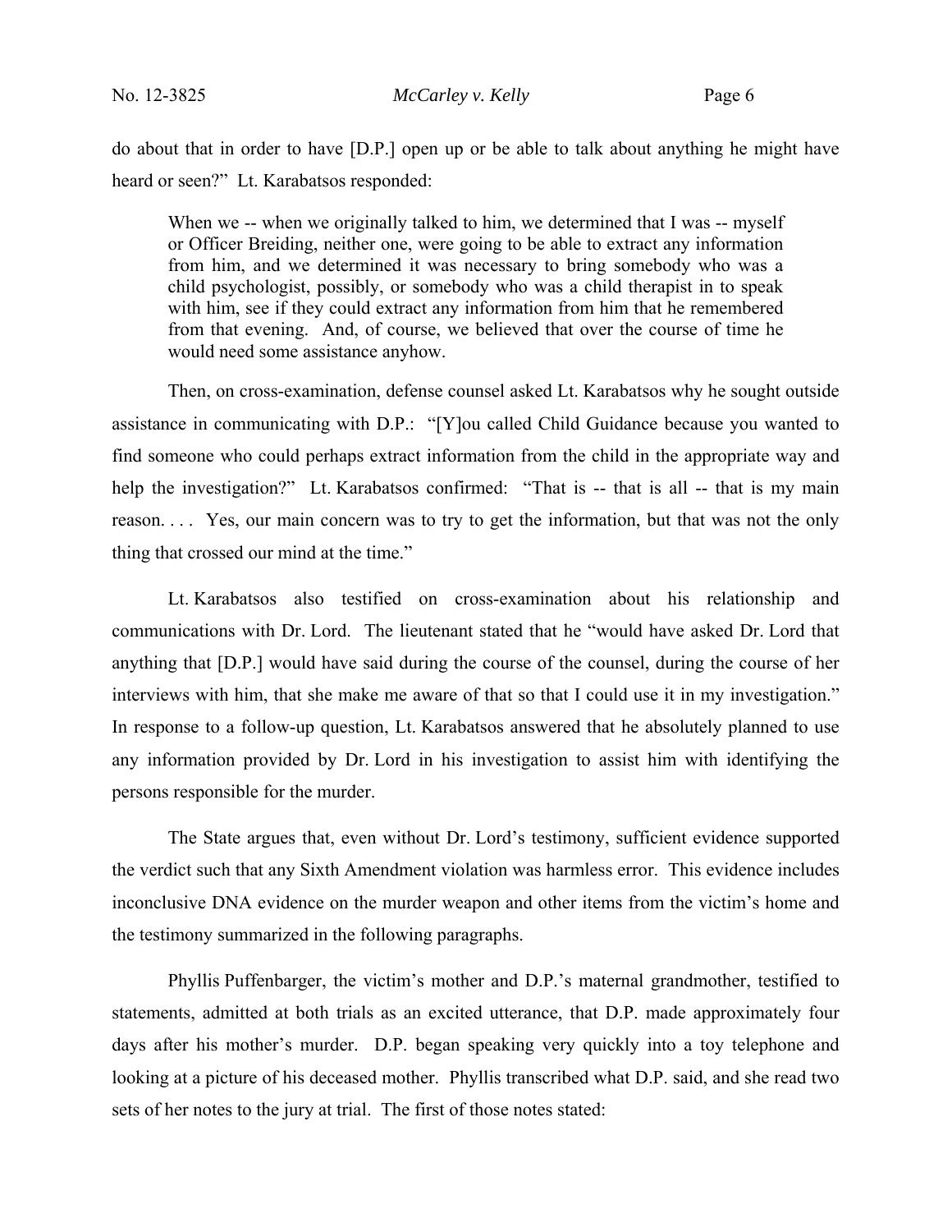do about that in order to have [D.P.] open up or be able to talk about anything he might have heard or seen?" Lt. Karabatsos responded:

> When we -- when we originally talked to him, we determined that I was -- myself or Officer Breiding, neither one, were going to be able to extract any information from him, and we determined it was necessary to bring somebody who was a child psychologist, possibly, or somebody who was a child therapist in to speak with him, see if they could extract any information from him that he remembered from that evening. And, of course, we believed that over the course of time he would need some assistance anyhow.

Then, on cross-examination, defense counsel asked Lt. Karabatsos why he sought outside assistance in communicating with D.P.: "[Y]ou called Child Guidance because you wanted to find someone who could perhaps extract information from the child in the appropriate way and help the investigation?" Lt. Karabatsos confirmed: "That is -- that is all -- that is my main reason. . . . Yes, our main concern was to try to get the information, but that was not the only thing that crossed our mind at the time."

Lt. Karabatsos also testified on cross-examination about his relationship and communications with Dr. Lord. The lieutenant stated that he "would have asked Dr. Lord that anything that [D.P.] would have said during the course of the counsel, during the course of her interviews with him, that she make me aware of that so that I could use it in my investigation." In response to a follow-up question, Lt. Karabatsos answered that he absolutely planned to use any information provided by Dr. Lord in his investigation to assist him with identifying the persons responsible for the murder.

The State argues that, even without Dr. Lord's testimony, sufficient evidence supported the verdict such that any Sixth Amendment violation was harmless error. This evidence includes inconclusive DNA evidence on the murder weapon and other items from the victim's home and the testimony summarized in the following paragraphs.

Phyllis Puffenbarger, the victim's mother and D.P.'s maternal grandmother, testified to statements, admitted at both trials as an excited utterance, that D.P. made approximately four days after his mother's murder. D.P. began speaking very quickly into a toy telephone and looking at a picture of his deceased mother. Phyllis transcribed what D.P. said, and she read two sets of her notes to the jury at trial. The first of those notes stated: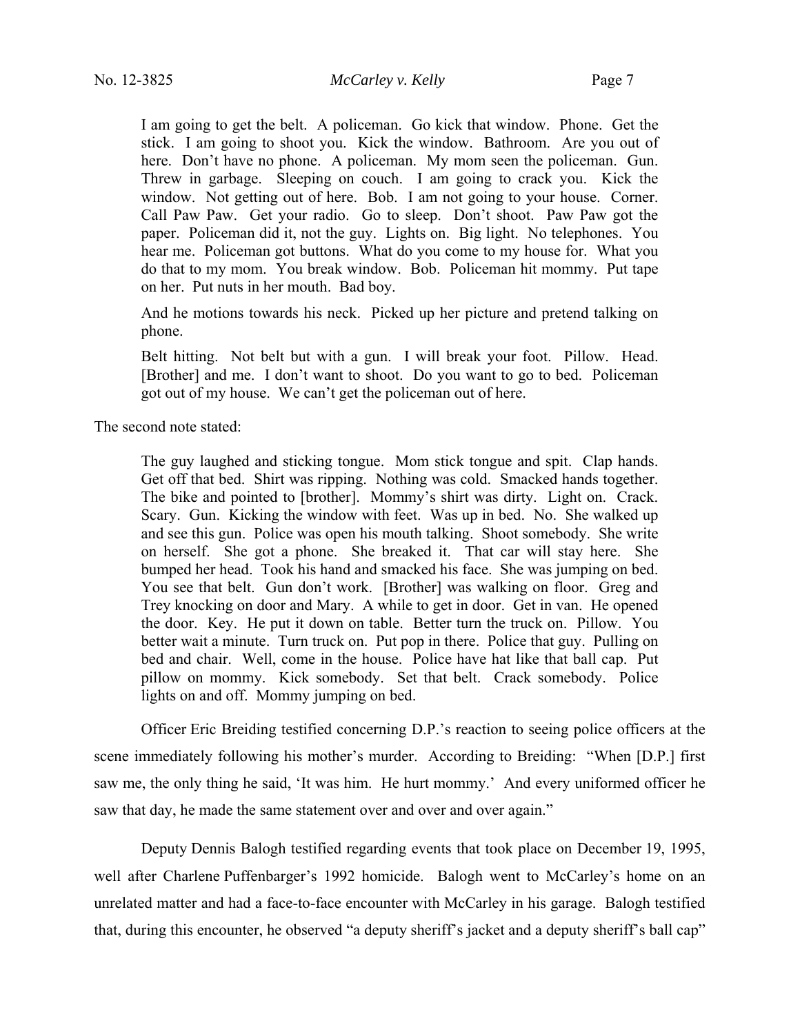> I am going to get the belt. A policeman. Go kick that window. Phone. Get the stick. I am going to shoot you. Kick the window. Bathroom. Are you out of here. Don't have no phone. A policeman. My mom seen the policeman. Gun. Threw in garbage. Sleeping on couch. I am going to crack you. Kick the window. Not getting out of here. Bob. I am not going to your house. Corner. Call Paw Paw. Get your radio. Go to sleep. Don't shoot. Paw Paw got the paper. Policeman did it, not the guy. Lights on. Big light. No telephones. You hear me. Policeman got buttons. What do you come to my house for. What you do that to my mom. You break window. Bob. Policeman hit mommy. Put tape on her. Put nuts in her mouth. Bad boy.
>
> And he motions towards his neck. Picked up her picture and pretend talking on phone.
>
> Belt hitting. Not belt but with a gun. I will break your foot. Pillow. Head. [Brother] and me. I don't want to shoot. Do you want to go to bed. Policeman got out of my house. We can't get the policeman out of here.

The second note stated:

> The guy laughed and sticking tongue. Mom stick tongue and spit. Clap hands. Get off that bed. Shirt was ripping. Nothing was cold. Smacked hands together. The bike and pointed to [brother]. Mommy's shirt was dirty. Light on. Crack. Scary. Gun. Kicking the window with feet. Was up in bed. No. She walked up and see this gun. Police was open his mouth talking. Shoot somebody. She write on herself. She got a phone. She breaked it. That car will stay here. She bumped her head. Took his hand and smacked his face. She was jumping on bed. You see that belt. Gun don't work. [Brother] was walking on floor. Greg and Trey knocking on door and Mary. A while to get in door. Get in van. He opened the door. Key. He put it down on table. Better turn the truck on. Pillow. You better wait a minute. Turn truck on. Put pop in there. Police that guy. Pulling on bed and chair. Well, come in the house. Police have hat like that ball cap. Put pillow on mommy. Kick somebody. Set that belt. Crack somebody. Police lights on and off. Mommy jumping on bed.

Officer Eric Breiding testified concerning D.P.'s reaction to seeing police officers at the scene immediately following his mother's murder. According to Breiding: "When [D.P.] first saw me, the only thing he said, 'It was him. He hurt mommy.' And every uniformed officer he saw that day, he made the same statement over and over and over again."

Deputy Dennis Balogh testified regarding events that took place on December 19, 1995, well after Charlene Puffenbarger's 1992 homicide. Balogh went to McCarley's home on an unrelated matter and had a face-to-face encounter with McCarley in his garage. Balogh testified that, during this encounter, he observed "a deputy sheriff's jacket and a deputy sheriff's ball cap"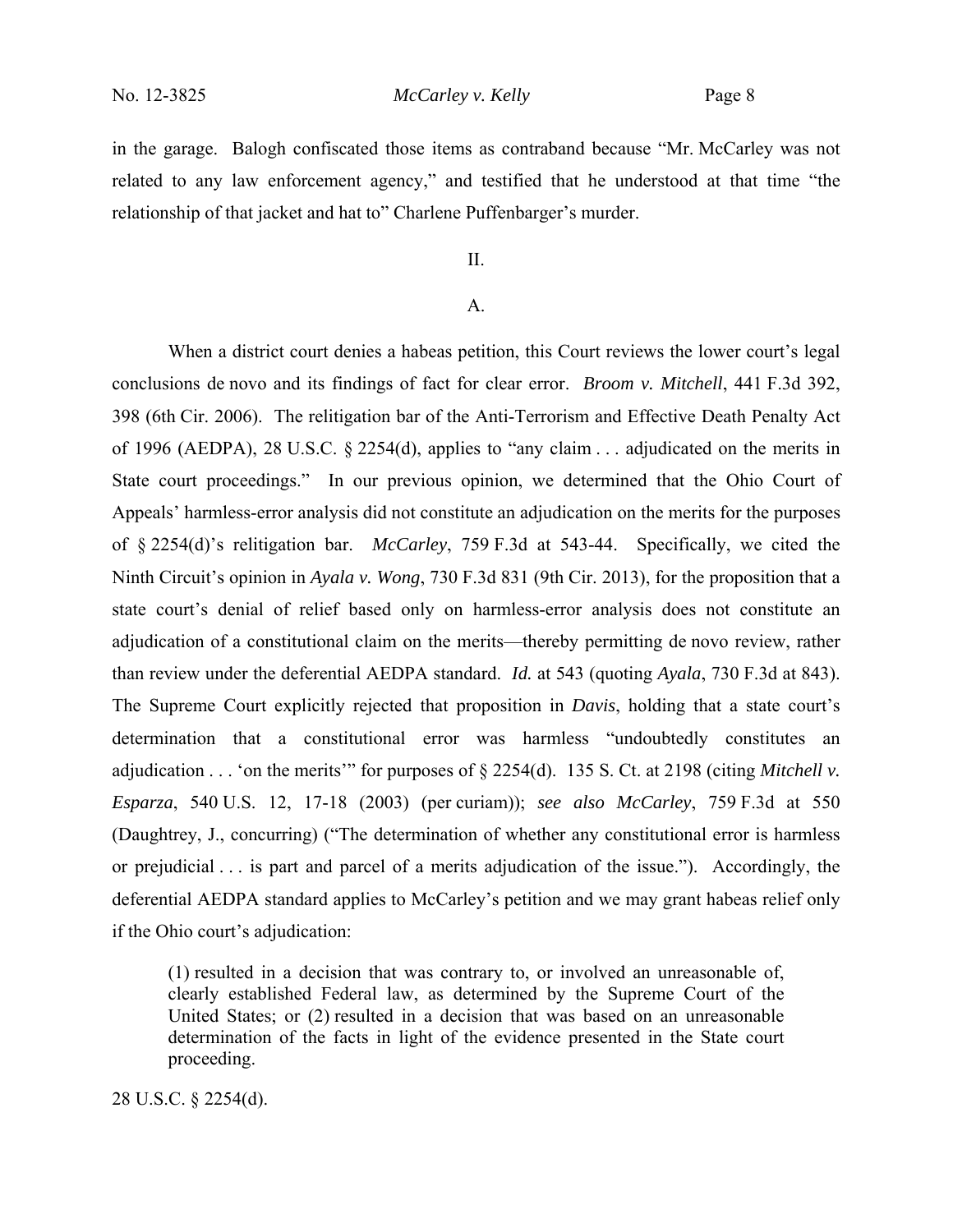in the garage. Balogh confiscated those items as contraband because "Mr. McCarley was not related to any law enforcement agency," and testified that he understood at that time "the relationship of that jacket and hat to" Charlene Puffenbarger's murder.

## II.

### A.

When a district court denies a habeas petition, this Court reviews the lower court's legal conclusions de novo and its findings of fact for clear error. *Broom v. Mitchell*, 441 F.3d 392, 398 (6th Cir. 2006). The relitigation bar of the Anti-Terrorism and Effective Death Penalty Act of 1996 (AEDPA), 28 U.S.C. § 2254(d), applies to "any claim . . . adjudicated on the merits in State court proceedings." In our previous opinion, we determined that the Ohio Court of Appeals' harmless-error analysis did not constitute an adjudication on the merits for the purposes of § 2254(d)'s relitigation bar. *McCarley*, 759 F.3d at 543-44. Specifically, we cited the Ninth Circuit's opinion in *Ayala v. Wong*, 730 F.3d 831 (9th Cir. 2013), for the proposition that a state court's denial of relief based only on harmless-error analysis does not constitute an adjudication of a constitutional claim on the merits—thereby permitting de novo review, rather than review under the deferential AEDPA standard. *Id.* at 543 (quoting *Ayala*, 730 F.3d at 843). The Supreme Court explicitly rejected that proposition in *Davis*, holding that a state court's determination that a constitutional error was harmless "undoubtedly constitutes an adjudication . . . 'on the merits'" for purposes of § 2254(d). 135 S. Ct. at 2198 (citing *Mitchell v. Esparza*, 540 U.S. 12, 17-18 (2003) (per curiam)); *see also McCarley*, 759 F.3d at 550 (Daughtrey, J., concurring) ("The determination of whether any constitutional error is harmless or prejudicial . . . is part and parcel of a merits adjudication of the issue."). Accordingly, the deferential AEDPA standard applies to McCarley's petition and we may grant habeas relief only if the Ohio court's adjudication:

> (1) resulted in a decision that was contrary to, or involved an unreasonable of, clearly established Federal law, as determined by the Supreme Court of the United States; or (2) resulted in a decision that was based on an unreasonable determination of the facts in light of the evidence presented in the State court proceeding.

28 U.S.C. § 2254(d).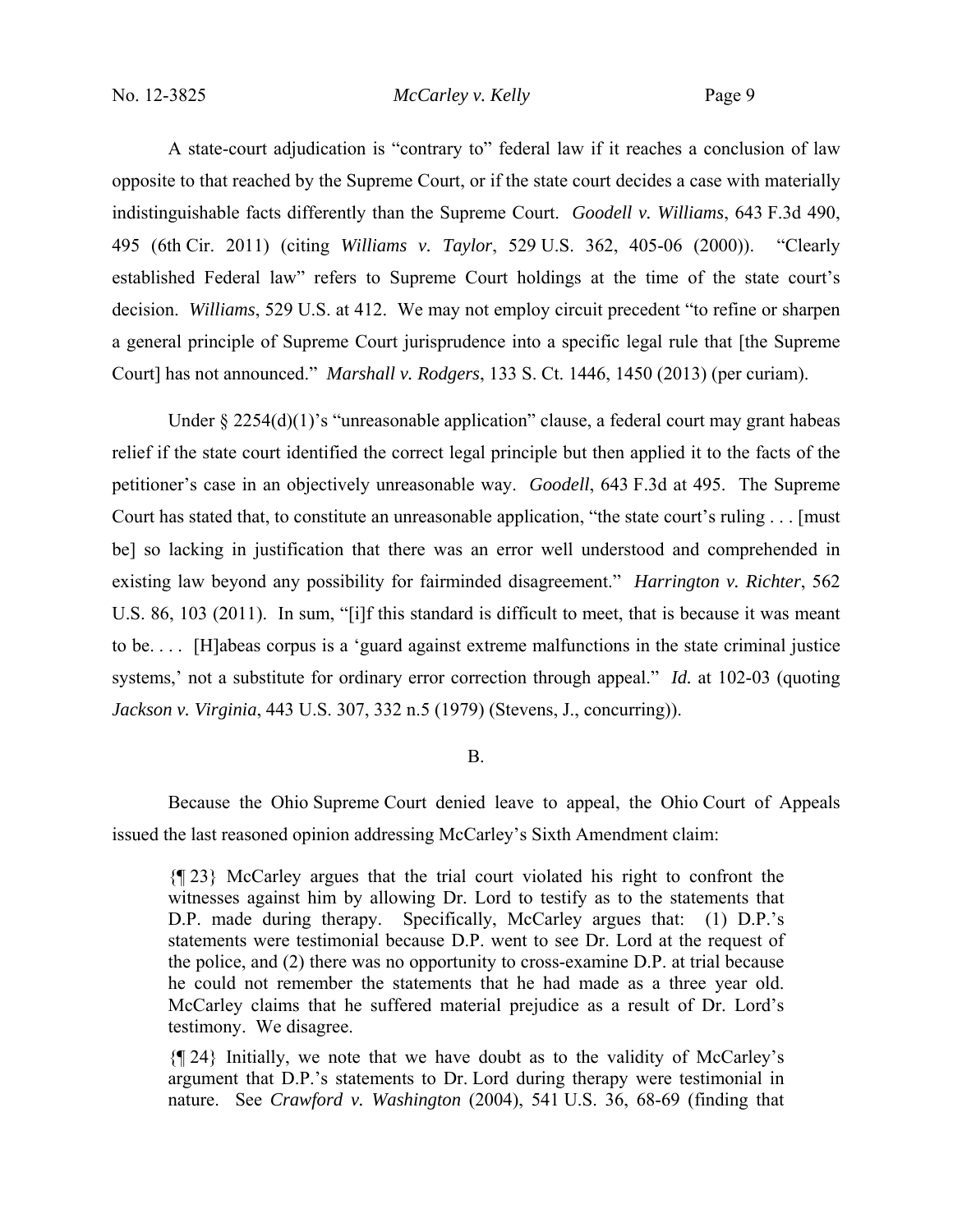A state-court adjudication is "contrary to" federal law if it reaches a conclusion of law opposite to that reached by the Supreme Court, or if the state court decides a case with materially indistinguishable facts differently than the Supreme Court. *Goodell v. Williams*, 643 F.3d 490, 495 (6th Cir. 2011) (citing *Williams v. Taylor*, 529 U.S. 362, 405-06 (2000)). "Clearly established Federal law" refers to Supreme Court holdings at the time of the state court's decision. *Williams*, 529 U.S. at 412. We may not employ circuit precedent "to refine or sharpen a general principle of Supreme Court jurisprudence into a specific legal rule that [the Supreme Court] has not announced." *Marshall v. Rodgers*, 133 S. Ct. 1446, 1450 (2013) (per curiam).

Under § 2254(d)(1)'s "unreasonable application" clause, a federal court may grant habeas relief if the state court identified the correct legal principle but then applied it to the facts of the petitioner's case in an objectively unreasonable way. *Goodell*, 643 F.3d at 495. The Supreme Court has stated that, to constitute an unreasonable application, "the state court's ruling . . . [must be] so lacking in justification that there was an error well understood and comprehended in existing law beyond any possibility for fairminded disagreement." *Harrington v. Richter*, 562 U.S. 86, 103 (2011). In sum, "[i]f this standard is difficult to meet, that is because it was meant to be. . . . [H]abeas corpus is a 'guard against extreme malfunctions in the state criminal justice systems,' not a substitute for ordinary error correction through appeal." *Id.* at 102-03 (quoting *Jackson v. Virginia*, 443 U.S. 307, 332 n.5 (1979) (Stevens, J., concurring)).

B.

Because the Ohio Supreme Court denied leave to appeal, the Ohio Court of Appeals issued the last reasoned opinion addressing McCarley's Sixth Amendment claim:

> {¶ 23} McCarley argues that the trial court violated his right to confront the witnesses against him by allowing Dr. Lord to testify as to the statements that D.P. made during therapy. Specifically, McCarley argues that: (1) D.P.'s statements were testimonial because D.P. went to see Dr. Lord at the request of the police, and (2) there was no opportunity to cross-examine D.P. at trial because he could not remember the statements that he had made as a three year old. McCarley claims that he suffered material prejudice as a result of Dr. Lord's testimony. We disagree.
>
> {¶ 24} Initially, we note that we have doubt as to the validity of McCarley's argument that D.P.'s statements to Dr. Lord during therapy were testimonial in nature. See *Crawford v. Washington* (2004), 541 U.S. 36, 68-69 (finding that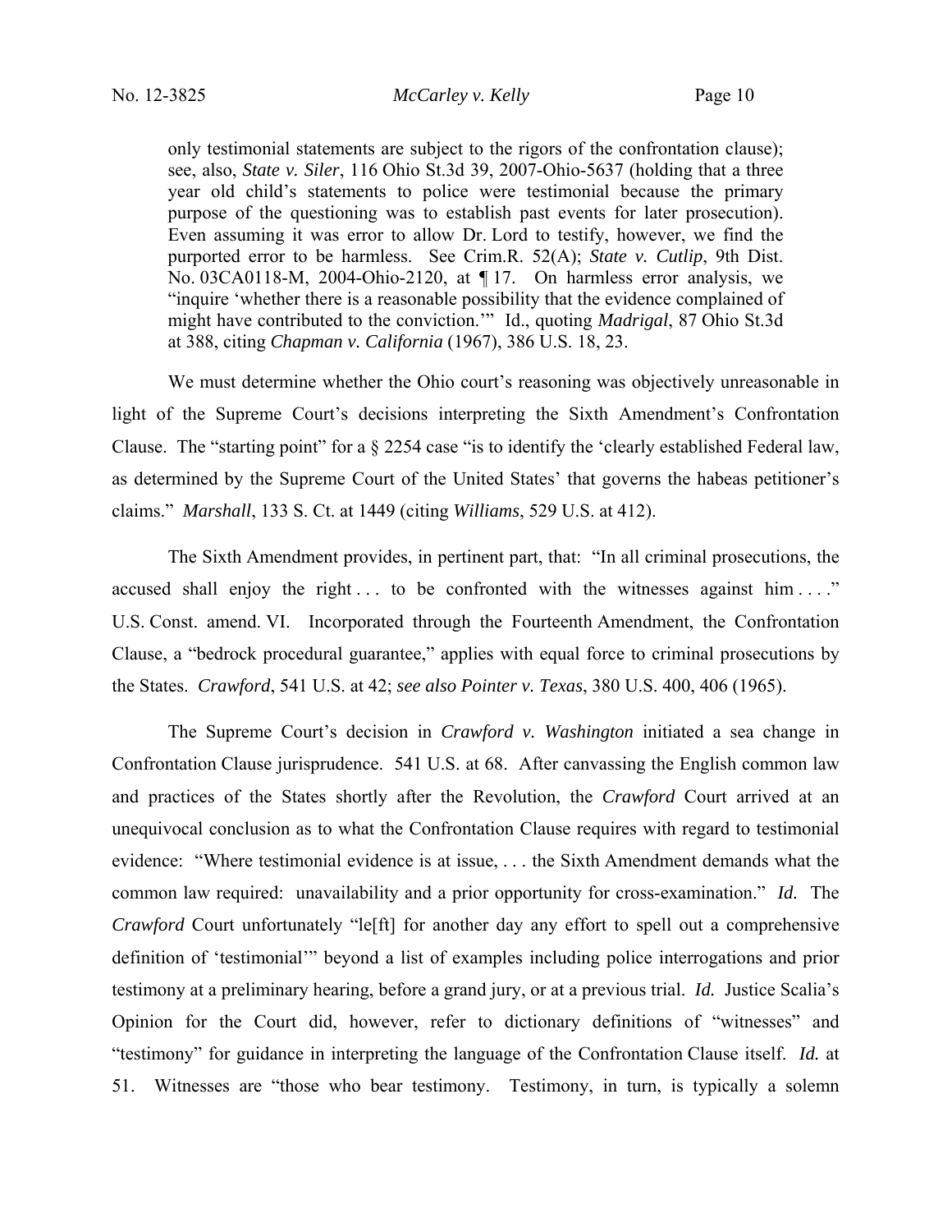> only testimonial statements are subject to the rigors of the confrontation clause); see, also, *State v. Siler*, 116 Ohio St.3d 39, 2007-Ohio-5637 (holding that a three year old child's statements to police were testimonial because the primary purpose of the questioning was to establish past events for later prosecution). Even assuming it was error to allow Dr. Lord to testify, however, we find the purported error to be harmless. See Crim.R. 52(A); *State v. Cutlip*, 9th Dist. No. 03CA0118-M, 2004-Ohio-2120, at ¶ 17. On harmless error analysis, we "inquire 'whether there is a reasonable possibility that the evidence complained of might have contributed to the conviction.'" Id., quoting *Madrigal*, 87 Ohio St.3d at 388, citing *Chapman v. California* (1967), 386 U.S. 18, 23.

We must determine whether the Ohio court's reasoning was objectively unreasonable in light of the Supreme Court's decisions interpreting the Sixth Amendment's Confrontation Clause. The "starting point" for a § 2254 case "is to identify the 'clearly established Federal law, as determined by the Supreme Court of the United States' that governs the habeas petitioner's claims." *Marshall*, 133 S. Ct. at 1449 (citing *Williams*, 529 U.S. at 412).

The Sixth Amendment provides, in pertinent part, that: "In all criminal prosecutions, the accused shall enjoy the right . . . to be confronted with the witnesses against him . . . ." U.S. Const. amend. VI. Incorporated through the Fourteenth Amendment, the Confrontation Clause, a "bedrock procedural guarantee," applies with equal force to criminal prosecutions by the States. *Crawford*, 541 U.S. at 42; *see also Pointer v. Texas*, 380 U.S. 400, 406 (1965).

The Supreme Court's decision in *Crawford v. Washington* initiated a sea change in Confrontation Clause jurisprudence. 541 U.S. at 68. After canvassing the English common law and practices of the States shortly after the Revolution, the *Crawford* Court arrived at an unequivocal conclusion as to what the Confrontation Clause requires with regard to testimonial evidence: "Where testimonial evidence is at issue, . . . the Sixth Amendment demands what the common law required: unavailability and a prior opportunity for cross-examination." *Id.* The *Crawford* Court unfortunately "le[ft] for another day any effort to spell out a comprehensive definition of 'testimonial'" beyond a list of examples including police interrogations and prior testimony at a preliminary hearing, before a grand jury, or at a previous trial. *Id.* Justice Scalia's Opinion for the Court did, however, refer to dictionary definitions of "witnesses" and "testimony" for guidance in interpreting the language of the Confrontation Clause itself. *Id.* at 51. Witnesses are "those who bear testimony. Testimony, in turn, is typically a solemn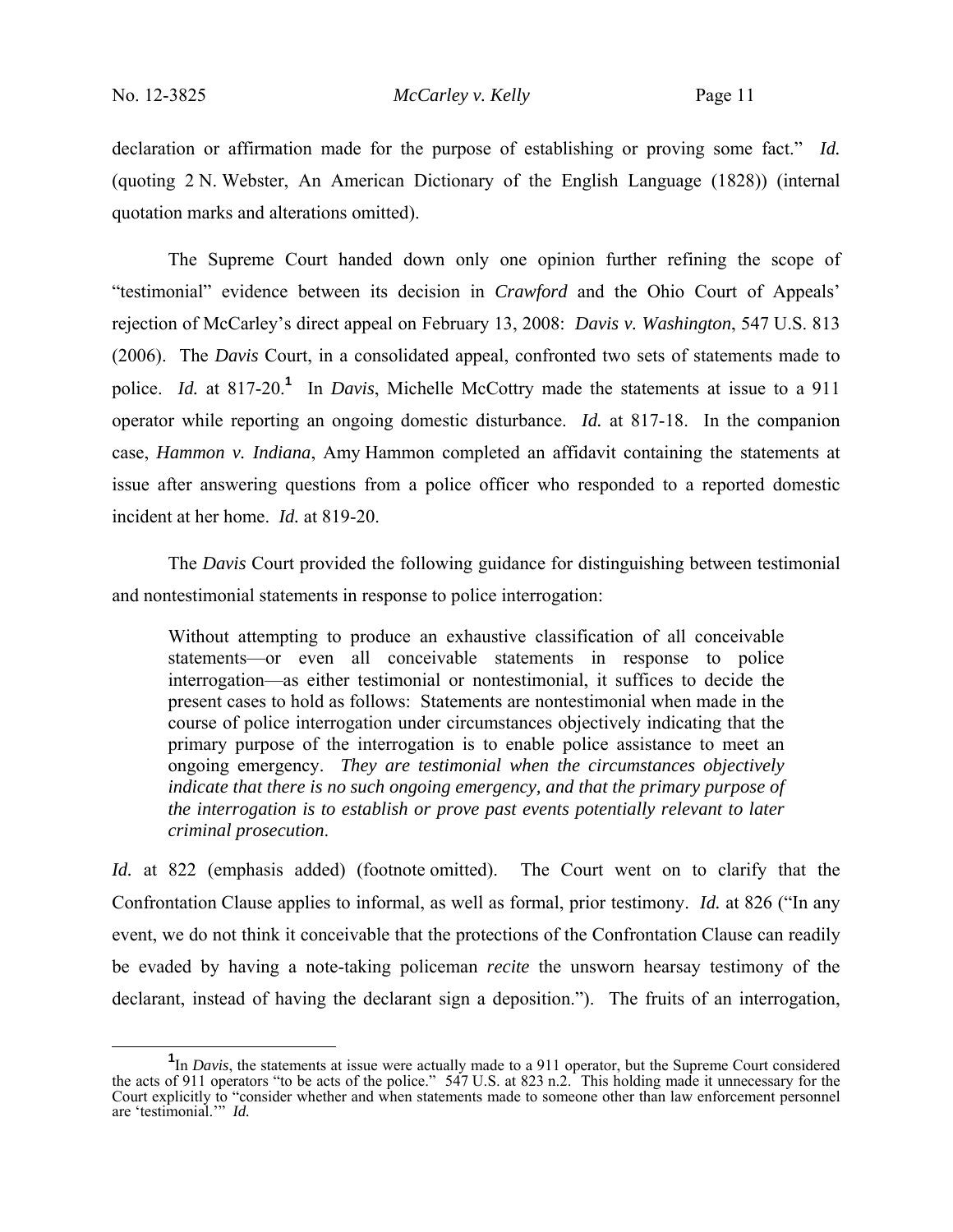declaration or affirmation made for the purpose of establishing or proving some fact." *Id.* (quoting 2 N. Webster, An American Dictionary of the English Language (1828)) (internal quotation marks and alterations omitted).

The Supreme Court handed down only one opinion further refining the scope of "testimonial" evidence between its decision in *Crawford* and the Ohio Court of Appeals' rejection of McCarley's direct appeal on February 13, 2008: *Davis v. Washington*, 547 U.S. 813 (2006). The *Davis* Court, in a consolidated appeal, confronted two sets of statements made to police. *Id.* at 817-20.[1] In *Davis*, Michelle McCottry made the statements at issue to a 911 operator while reporting an ongoing domestic disturbance. *Id.* at 817-18. In the companion case, *Hammon v. Indiana*, Amy Hammon completed an affidavit containing the statements at issue after answering questions from a police officer who responded to a reported domestic incident at her home. *Id.* at 819-20.

The *Davis* Court provided the following guidance for distinguishing between testimonial and nontestimonial statements in response to police interrogation:

> Without attempting to produce an exhaustive classification of all conceivable statements—or even all conceivable statements in response to police interrogation—as either testimonial or nontestimonial, it suffices to decide the present cases to hold as follows: Statements are nontestimonial when made in the course of police interrogation under circumstances objectively indicating that the primary purpose of the interrogation is to enable police assistance to meet an ongoing emergency. *They are testimonial when the circumstances objectively indicate that there is no such ongoing emergency, and that the primary purpose of the interrogation is to establish or prove past events potentially relevant to later criminal prosecution.*

*Id.* at 822 (emphasis added) (footnote omitted). The Court went on to clarify that the Confrontation Clause applies to informal, as well as formal, prior testimony. *Id.* at 826 ("In any event, we do not think it conceivable that the protections of the Confrontation Clause can readily be evaded by having a note-taking policeman *recite* the unsworn hearsay testimony of the declarant, instead of having the declarant sign a deposition."). The fruits of an interrogation,

---

[1] In *Davis*, the statements at issue were actually made to a 911 operator, but the Supreme Court considered the acts of 911 operators "to be acts of the police." 547 U.S. at 823 n.2. This holding made it unnecessary for the Court explicitly to "consider whether and when statements made to someone other than law enforcement personnel are 'testimonial.'" *Id.*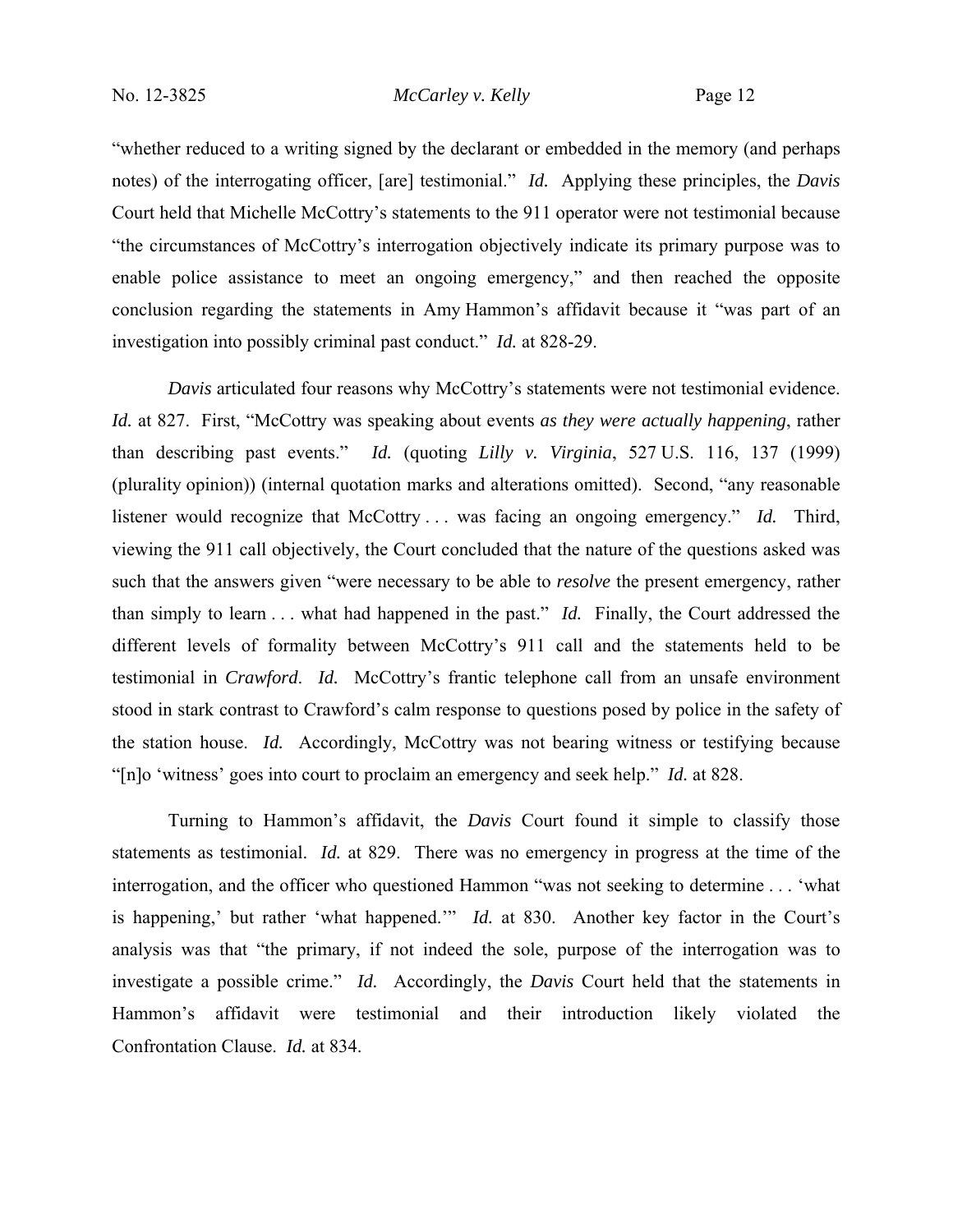"whether reduced to a writing signed by the declarant or embedded in the memory (and perhaps notes) of the interrogating officer, [are] testimonial." *Id.* Applying these principles, the *Davis* Court held that Michelle McCottry's statements to the 911 operator were not testimonial because "the circumstances of McCottry's interrogation objectively indicate its primary purpose was to enable police assistance to meet an ongoing emergency," and then reached the opposite conclusion regarding the statements in Amy Hammon's affidavit because it "was part of an investigation into possibly criminal past conduct." *Id.* at 828-29.

*Davis* articulated four reasons why McCottry's statements were not testimonial evidence. *Id.* at 827. First, "McCottry was speaking about events *as they were actually happening*, rather than describing past events." *Id.* (quoting *Lilly v. Virginia*, 527 U.S. 116, 137 (1999) (plurality opinion)) (internal quotation marks and alterations omitted). Second, "any reasonable listener would recognize that McCottry . . . was facing an ongoing emergency." *Id.* Third, viewing the 911 call objectively, the Court concluded that the nature of the questions asked was such that the answers given "were necessary to be able to *resolve* the present emergency, rather than simply to learn . . . what had happened in the past." *Id.* Finally, the Court addressed the different levels of formality between McCottry's 911 call and the statements held to be testimonial in *Crawford*. *Id.* McCottry's frantic telephone call from an unsafe environment stood in stark contrast to Crawford's calm response to questions posed by police in the safety of the station house. *Id.* Accordingly, McCottry was not bearing witness or testifying because "[n]o 'witness' goes into court to proclaim an emergency and seek help." *Id.* at 828.

Turning to Hammon's affidavit, the *Davis* Court found it simple to classify those statements as testimonial. *Id.* at 829. There was no emergency in progress at the time of the interrogation, and the officer who questioned Hammon "was not seeking to determine . . . 'what is happening,' but rather 'what happened.'" *Id.* at 830. Another key factor in the Court's analysis was that "the primary, if not indeed the sole, purpose of the interrogation was to investigate a possible crime." *Id.* Accordingly, the *Davis* Court held that the statements in Hammon's affidavit were testimonial and their introduction likely violated the Confrontation Clause. *Id.* at 834.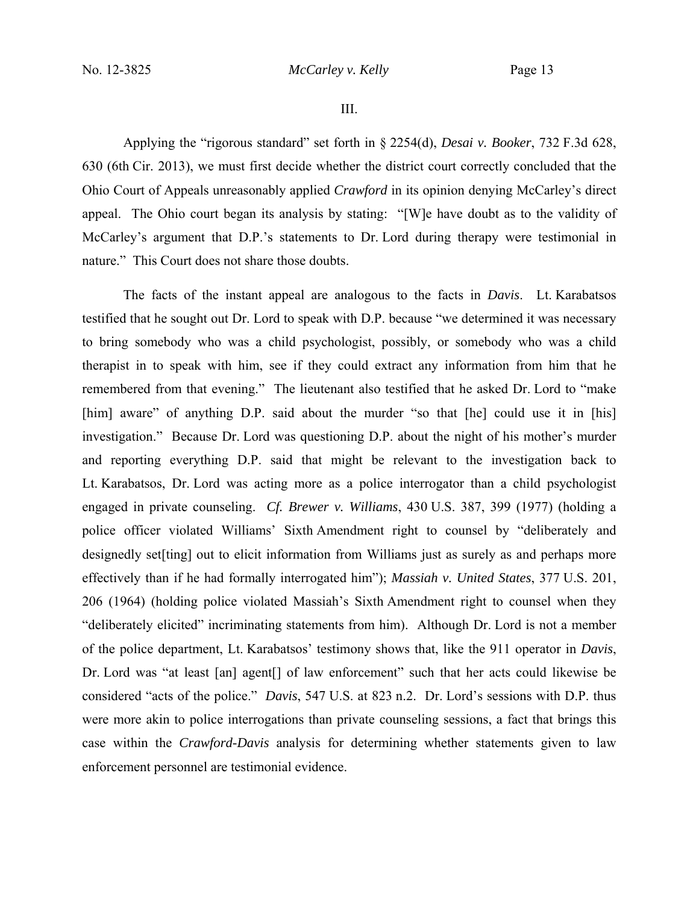III.

Applying the "rigorous standard" set forth in § 2254(d), *Desai v. Booker*, 732 F.3d 628, 630 (6th Cir. 2013), we must first decide whether the district court correctly concluded that the Ohio Court of Appeals unreasonably applied *Crawford* in its opinion denying McCarley's direct appeal. The Ohio court began its analysis by stating: "[W]e have doubt as to the validity of McCarley's argument that D.P.'s statements to Dr. Lord during therapy were testimonial in nature." This Court does not share those doubts.

The facts of the instant appeal are analogous to the facts in *Davis*. Lt. Karabatsos testified that he sought out Dr. Lord to speak with D.P. because "we determined it was necessary to bring somebody who was a child psychologist, possibly, or somebody who was a child therapist in to speak with him, see if they could extract any information from him that he remembered from that evening." The lieutenant also testified that he asked Dr. Lord to "make [him] aware" of anything D.P. said about the murder "so that [he] could use it in [his] investigation." Because Dr. Lord was questioning D.P. about the night of his mother's murder and reporting everything D.P. said that might be relevant to the investigation back to Lt. Karabatsos, Dr. Lord was acting more as a police interrogator than a child psychologist engaged in private counseling. *Cf. Brewer v. Williams*, 430 U.S. 387, 399 (1977) (holding a police officer violated Williams' Sixth Amendment right to counsel by "deliberately and designedly set[ting] out to elicit information from Williams just as surely as and perhaps more effectively than if he had formally interrogated him"); *Massiah v. United States*, 377 U.S. 201, 206 (1964) (holding police violated Massiah's Sixth Amendment right to counsel when they "deliberately elicited" incriminating statements from him). Although Dr. Lord is not a member of the police department, Lt. Karabatsos' testimony shows that, like the 911 operator in *Davis*, Dr. Lord was "at least [an] agent[] of law enforcement" such that her acts could likewise be considered "acts of the police." *Davis*, 547 U.S. at 823 n.2. Dr. Lord's sessions with D.P. thus were more akin to police interrogations than private counseling sessions, a fact that brings this case within the *Crawford-Davis* analysis for determining whether statements given to law enforcement personnel are testimonial evidence.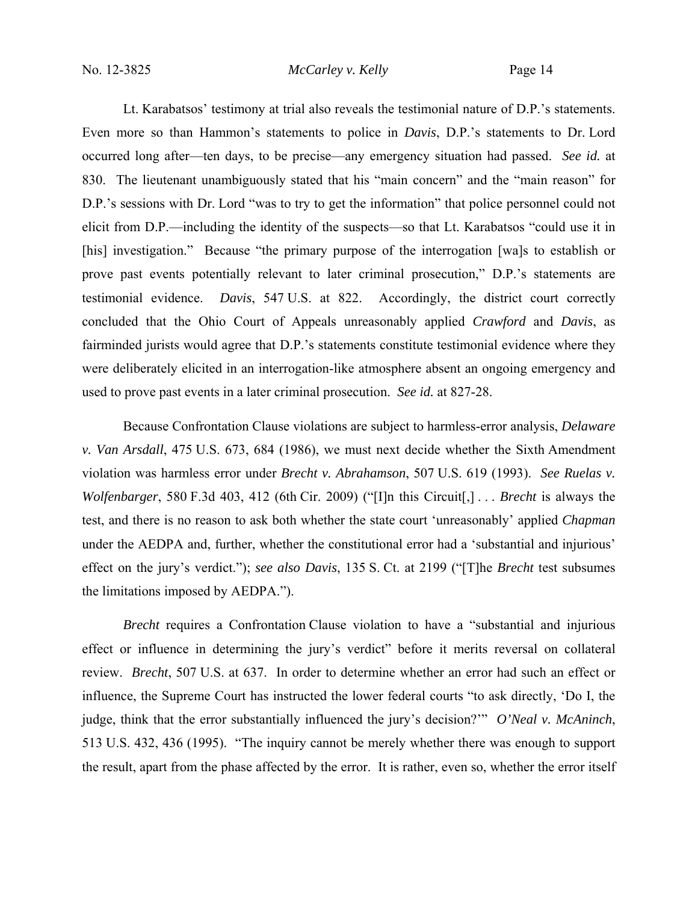Lt. Karabatsos' testimony at trial also reveals the testimonial nature of D.P.'s statements. Even more so than Hammon's statements to police in *Davis*, D.P.'s statements to Dr. Lord occurred long after—ten days, to be precise—any emergency situation had passed. *See id.* at 830. The lieutenant unambiguously stated that his "main concern" and the "main reason" for D.P.'s sessions with Dr. Lord "was to try to get the information" that police personnel could not elicit from D.P.—including the identity of the suspects—so that Lt. Karabatsos "could use it in [his] investigation." Because "the primary purpose of the interrogation [wa]s to establish or prove past events potentially relevant to later criminal prosecution," D.P.'s statements are testimonial evidence. *Davis*, 547 U.S. at 822. Accordingly, the district court correctly concluded that the Ohio Court of Appeals unreasonably applied *Crawford* and *Davis*, as fairminded jurists would agree that D.P.'s statements constitute testimonial evidence where they were deliberately elicited in an interrogation-like atmosphere absent an ongoing emergency and used to prove past events in a later criminal prosecution. *See id.* at 827-28.

Because Confrontation Clause violations are subject to harmless-error analysis, *Delaware v. Van Arsdall*, 475 U.S. 673, 684 (1986), we must next decide whether the Sixth Amendment violation was harmless error under *Brecht v. Abrahamson*, 507 U.S. 619 (1993). *See Ruelas v. Wolfenbarger*, 580 F.3d 403, 412 (6th Cir. 2009) ("[I]n this Circuit[,] . . . *Brecht* is always the test, and there is no reason to ask both whether the state court 'unreasonably' applied *Chapman* under the AEDPA and, further, whether the constitutional error had a 'substantial and injurious' effect on the jury's verdict."); *see also Davis*, 135 S. Ct. at 2199 ("[T]he *Brecht* test subsumes the limitations imposed by AEDPA.").

*Brecht* requires a Confrontation Clause violation to have a "substantial and injurious effect or influence in determining the jury's verdict" before it merits reversal on collateral review. *Brecht*, 507 U.S. at 637. In order to determine whether an error had such an effect or influence, the Supreme Court has instructed the lower federal courts "to ask directly, 'Do I, the judge, think that the error substantially influenced the jury's decision?'" *O'Neal v. McAninch*, 513 U.S. 432, 436 (1995). "The inquiry cannot be merely whether there was enough to support the result, apart from the phase affected by the error. It is rather, even so, whether the error itself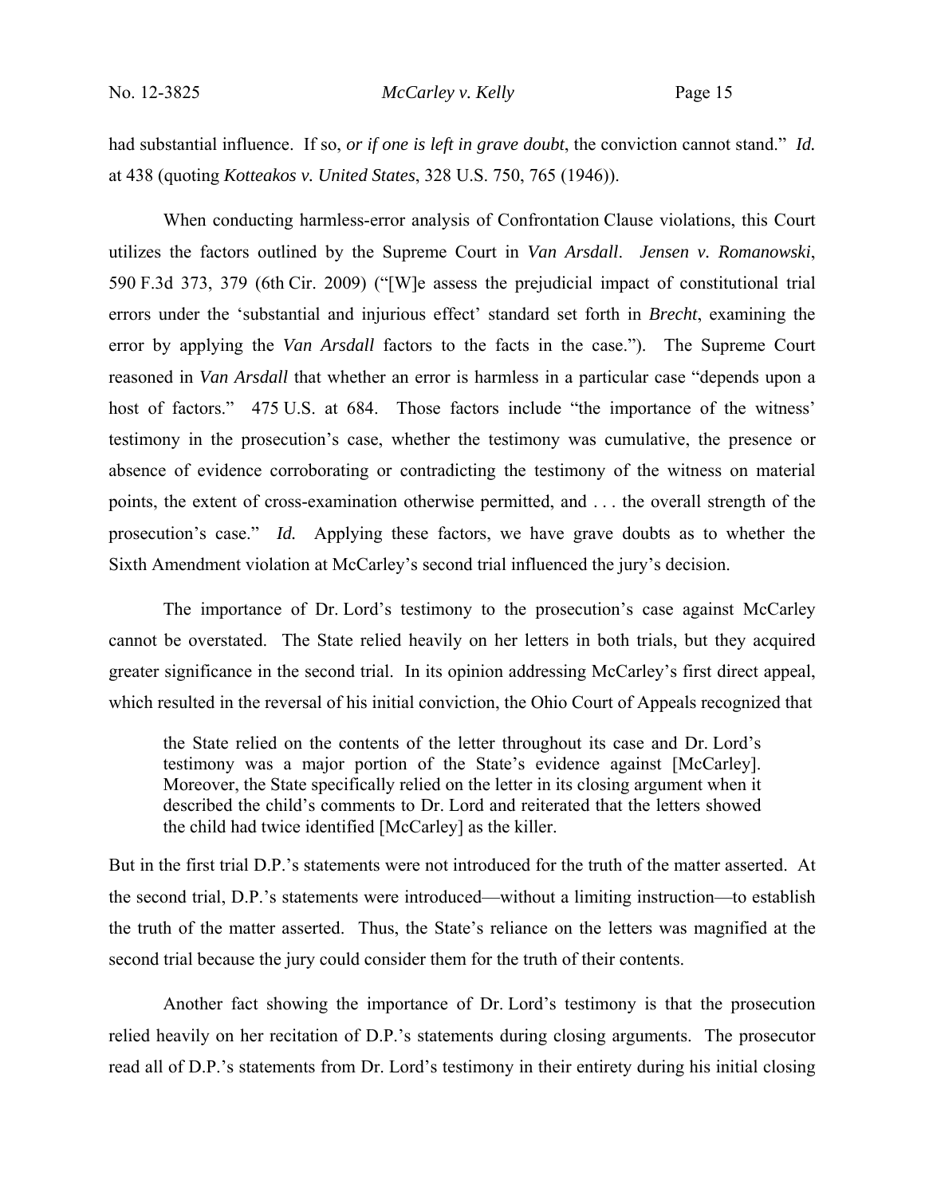had substantial influence. If so, *or if one is left in grave doubt*, the conviction cannot stand." *Id.* at 438 (quoting *Kotteakos v. United States*, 328 U.S. 750, 765 (1946)).

When conducting harmless-error analysis of Confrontation Clause violations, this Court utilizes the factors outlined by the Supreme Court in *Van Arsdall*. *Jensen v. Romanowski*, 590 F.3d 373, 379 (6th Cir. 2009) ("[W]e assess the prejudicial impact of constitutional trial errors under the 'substantial and injurious effect' standard set forth in *Brecht*, examining the error by applying the *Van Arsdall* factors to the facts in the case."). The Supreme Court reasoned in *Van Arsdall* that whether an error is harmless in a particular case "depends upon a host of factors." 475 U.S. at 684. Those factors include "the importance of the witness' testimony in the prosecution's case, whether the testimony was cumulative, the presence or absence of evidence corroborating or contradicting the testimony of the witness on material points, the extent of cross-examination otherwise permitted, and . . . the overall strength of the prosecution's case." *Id.* Applying these factors, we have grave doubts as to whether the Sixth Amendment violation at McCarley's second trial influenced the jury's decision.

The importance of Dr. Lord's testimony to the prosecution's case against McCarley cannot be overstated. The State relied heavily on her letters in both trials, but they acquired greater significance in the second trial. In its opinion addressing McCarley's first direct appeal, which resulted in the reversal of his initial conviction, the Ohio Court of Appeals recognized that

> the State relied on the contents of the letter throughout its case and Dr. Lord's testimony was a major portion of the State's evidence against [McCarley]. Moreover, the State specifically relied on the letter in its closing argument when it described the child's comments to Dr. Lord and reiterated that the letters showed the child had twice identified [McCarley] as the killer.

But in the first trial D.P.'s statements were not introduced for the truth of the matter asserted. At the second trial, D.P.'s statements were introduced—without a limiting instruction—to establish the truth of the matter asserted. Thus, the State's reliance on the letters was magnified at the second trial because the jury could consider them for the truth of their contents.

Another fact showing the importance of Dr. Lord's testimony is that the prosecution relied heavily on her recitation of D.P.'s statements during closing arguments. The prosecutor read all of D.P.'s statements from Dr. Lord's testimony in their entirety during his initial closing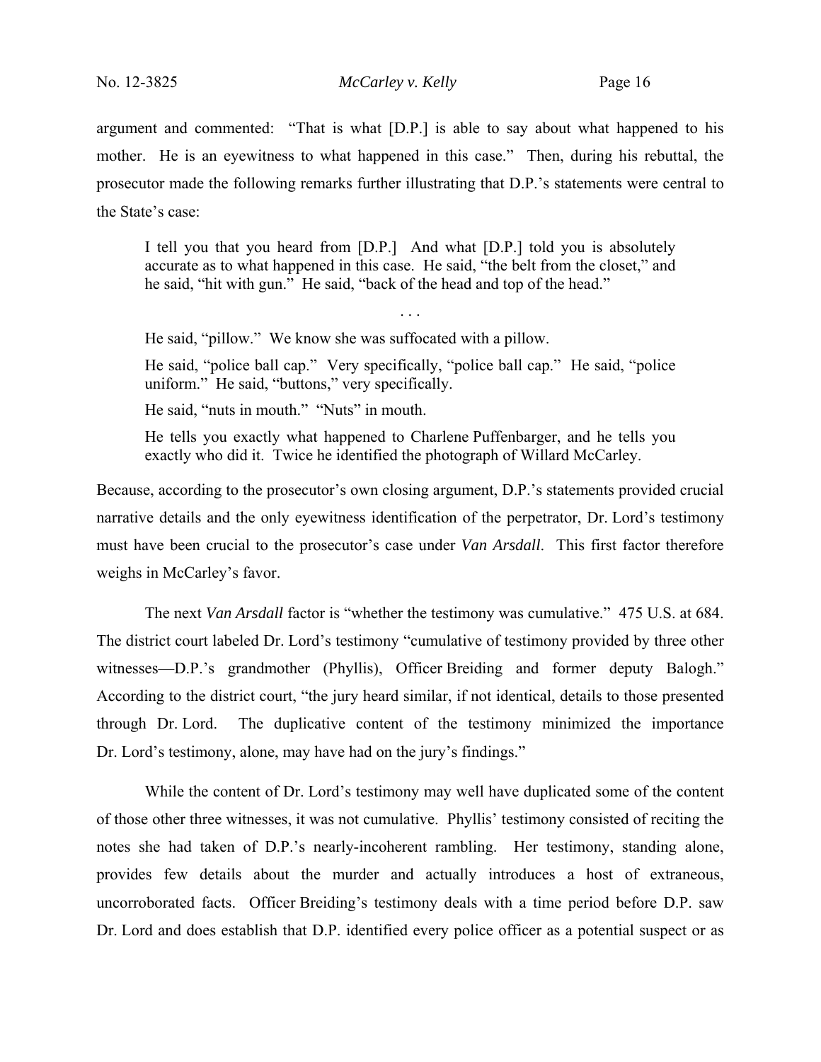argument and commented: "That is what [D.P.] is able to say about what happened to his mother. He is an eyewitness to what happened in this case." Then, during his rebuttal, the prosecutor made the following remarks further illustrating that D.P.'s statements were central to the State's case:

> I tell you that you heard from [D.P.] And what [D.P.] told you is absolutely accurate as to what happened in this case. He said, "the belt from the closet," and he said, "hit with gun." He said, "back of the head and top of the head."
>
> . . .
>
> He said, "pillow." We know she was suffocated with a pillow.
>
> He said, "police ball cap." Very specifically, "police ball cap." He said, "police uniform." He said, "buttons," very specifically.
>
> He said, "nuts in mouth." "Nuts" in mouth.
>
> He tells you exactly what happened to Charlene Puffenbarger, and he tells you exactly who did it. Twice he identified the photograph of Willard McCarley.

Because, according to the prosecutor's own closing argument, D.P.'s statements provided crucial narrative details and the only eyewitness identification of the perpetrator, Dr. Lord's testimony must have been crucial to the prosecutor's case under *Van Arsdall*. This first factor therefore weighs in McCarley's favor.

The next *Van Arsdall* factor is "whether the testimony was cumulative." 475 U.S. at 684. The district court labeled Dr. Lord's testimony "cumulative of testimony provided by three other witnesses—D.P.'s grandmother (Phyllis), Officer Breiding and former deputy Balogh." According to the district court, "the jury heard similar, if not identical, details to those presented through Dr. Lord. The duplicative content of the testimony minimized the importance Dr. Lord's testimony, alone, may have had on the jury's findings."

While the content of Dr. Lord's testimony may well have duplicated some of the content of those other three witnesses, it was not cumulative. Phyllis' testimony consisted of reciting the notes she had taken of D.P.'s nearly-incoherent rambling. Her testimony, standing alone, provides few details about the murder and actually introduces a host of extraneous, uncorroborated facts. Officer Breiding's testimony deals with a time period before D.P. saw Dr. Lord and does establish that D.P. identified every police officer as a potential suspect or as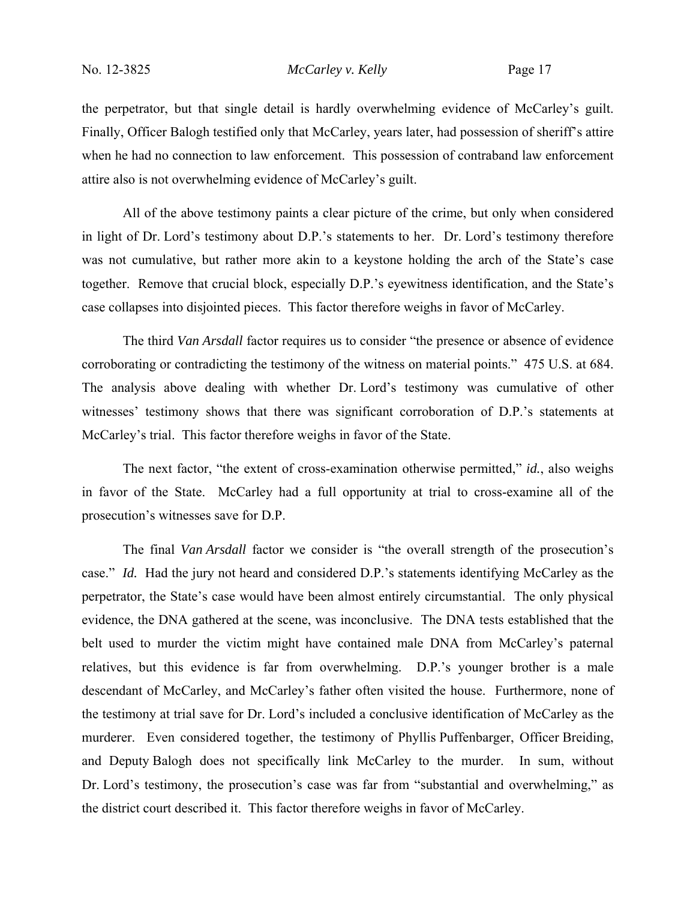the perpetrator, but that single detail is hardly overwhelming evidence of McCarley's guilt. Finally, Officer Balogh testified only that McCarley, years later, had possession of sheriff's attire when he had no connection to law enforcement. This possession of contraband law enforcement attire also is not overwhelming evidence of McCarley's guilt.

All of the above testimony paints a clear picture of the crime, but only when considered in light of Dr. Lord's testimony about D.P.'s statements to her. Dr. Lord's testimony therefore was not cumulative, but rather more akin to a keystone holding the arch of the State's case together. Remove that crucial block, especially D.P.'s eyewitness identification, and the State's case collapses into disjointed pieces. This factor therefore weighs in favor of McCarley.

The third *Van Arsdall* factor requires us to consider "the presence or absence of evidence corroborating or contradicting the testimony of the witness on material points." 475 U.S. at 684. The analysis above dealing with whether Dr. Lord's testimony was cumulative of other witnesses' testimony shows that there was significant corroboration of D.P.'s statements at McCarley's trial. This factor therefore weighs in favor of the State.

The next factor, "the extent of cross-examination otherwise permitted," *id.*, also weighs in favor of the State. McCarley had a full opportunity at trial to cross-examine all of the prosecution's witnesses save for D.P.

The final *Van Arsdall* factor we consider is "the overall strength of the prosecution's case." *Id.* Had the jury not heard and considered D.P.'s statements identifying McCarley as the perpetrator, the State's case would have been almost entirely circumstantial. The only physical evidence, the DNA gathered at the scene, was inconclusive. The DNA tests established that the belt used to murder the victim might have contained male DNA from McCarley's paternal relatives, but this evidence is far from overwhelming. D.P.'s younger brother is a male descendant of McCarley, and McCarley's father often visited the house. Furthermore, none of the testimony at trial save for Dr. Lord's included a conclusive identification of McCarley as the murderer. Even considered together, the testimony of Phyllis Puffenbarger, Officer Breiding, and Deputy Balogh does not specifically link McCarley to the murder. In sum, without Dr. Lord's testimony, the prosecution's case was far from "substantial and overwhelming," as the district court described it. This factor therefore weighs in favor of McCarley.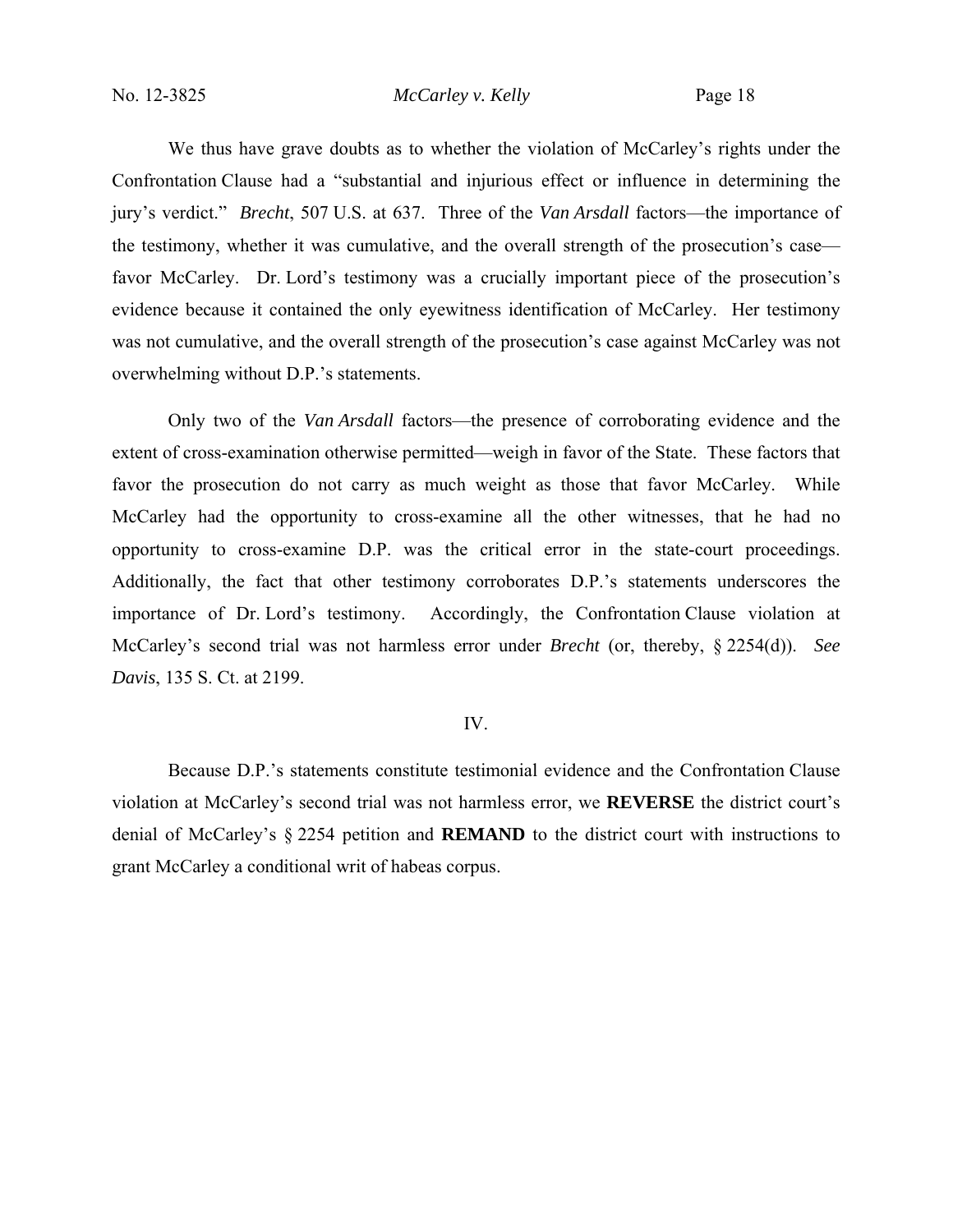We thus have grave doubts as to whether the violation of McCarley's rights under the Confrontation Clause had a "substantial and injurious effect or influence in determining the jury's verdict." *Brecht*, 507 U.S. at 637. Three of the *Van Arsdall* factors—the importance of the testimony, whether it was cumulative, and the overall strength of the prosecution's case—favor McCarley. Dr. Lord's testimony was a crucially important piece of the prosecution's evidence because it contained the only eyewitness identification of McCarley. Her testimony was not cumulative, and the overall strength of the prosecution's case against McCarley was not overwhelming without D.P.'s statements.

Only two of the *Van Arsdall* factors—the presence of corroborating evidence and the extent of cross-examination otherwise permitted—weigh in favor of the State. These factors that favor the prosecution do not carry as much weight as those that favor McCarley. While McCarley had the opportunity to cross-examine all the other witnesses, that he had no opportunity to cross-examine D.P. was the critical error in the state-court proceedings. Additionally, the fact that other testimony corroborates D.P.'s statements underscores the importance of Dr. Lord's testimony. Accordingly, the Confrontation Clause violation at McCarley's second trial was not harmless error under *Brecht* (or, thereby, § 2254(d)). *See Davis*, 135 S. Ct. at 2199.

IV.

Because D.P.'s statements constitute testimonial evidence and the Confrontation Clause violation at McCarley's second trial was not harmless error, we **REVERSE** the district court's denial of McCarley's § 2254 petition and **REMAND** to the district court with instructions to grant McCarley a conditional writ of habeas corpus.